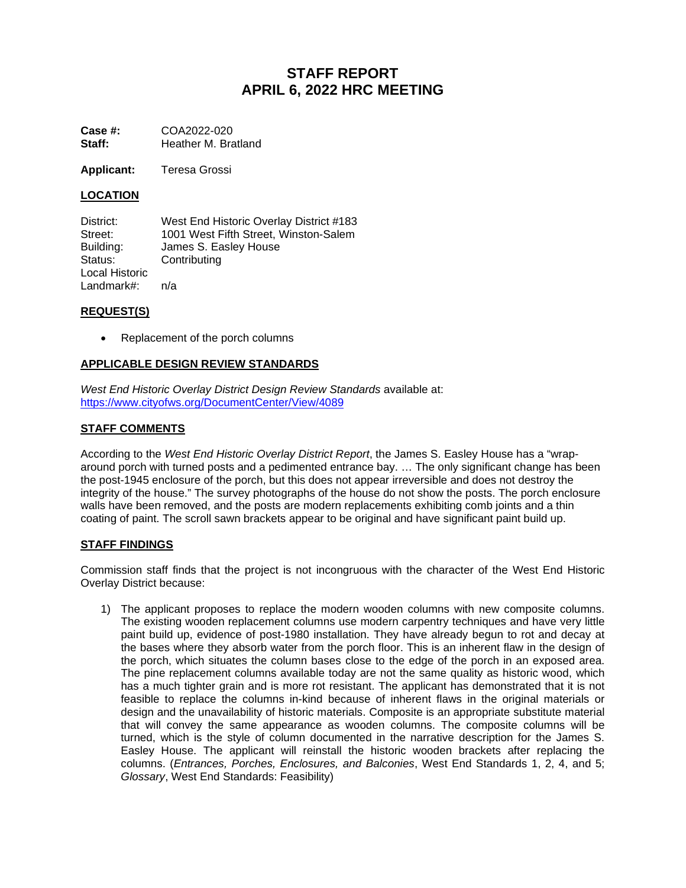# STAFF REPORT
# APRIL 6, 2022 HRC MEETING

**Case #:** COA2022-020
**Staff:** Heather M. Bratland

**Applicant:** Teresa Grossi

## LOCATION

District: West End Historic Overlay District #183
Street: 1001 West Fifth Street, Winston-Salem
Building: James S. Easley House
Status: Contributing
Local Historic Landmark#: n/a

## REQUEST(S)

- Replacement of the porch columns

## APPLICABLE DESIGN REVIEW STANDARDS

*West End Historic Overlay District Design Review Standards* available at: https://www.cityofws.org/DocumentCenter/View/4089

## STAFF COMMENTS

According to the *West End Historic Overlay District Report*, the James S. Easley House has a "wrap-around porch with turned posts and a pedimented entrance bay. … The only significant change has been the post-1945 enclosure of the porch, but this does not appear irreversible and does not destroy the integrity of the house." The survey photographs of the house do not show the posts. The porch enclosure walls have been removed, and the posts are modern replacements exhibiting comb joints and a thin coating of paint. The scroll sawn brackets appear to be original and have significant paint build up.

## STAFF FINDINGS

Commission staff finds that the project is not incongruous with the character of the West End Historic Overlay District because:

1) The applicant proposes to replace the modern wooden columns with new composite columns. The existing wooden replacement columns use modern carpentry techniques and have very little paint build up, evidence of post-1980 installation. They have already begun to rot and decay at the bases where they absorb water from the porch floor. This is an inherent flaw in the design of the porch, which situates the column bases close to the edge of the porch in an exposed area. The pine replacement columns available today are not the same quality as historic wood, which has a much tighter grain and is more rot resistant. The applicant has demonstrated that it is not feasible to replace the columns in-kind because of inherent flaws in the original materials or design and the unavailability of historic materials. Composite is an appropriate substitute material that will convey the same appearance as wooden columns. The composite columns will be turned, which is the style of column documented in the narrative description for the James S. Easley House. The applicant will reinstall the historic wooden brackets after replacing the columns. (*Entrances, Porches, Enclosures, and Balconies*, West End Standards 1, 2, 4, and 5; *Glossary*, West End Standards: Feasibility)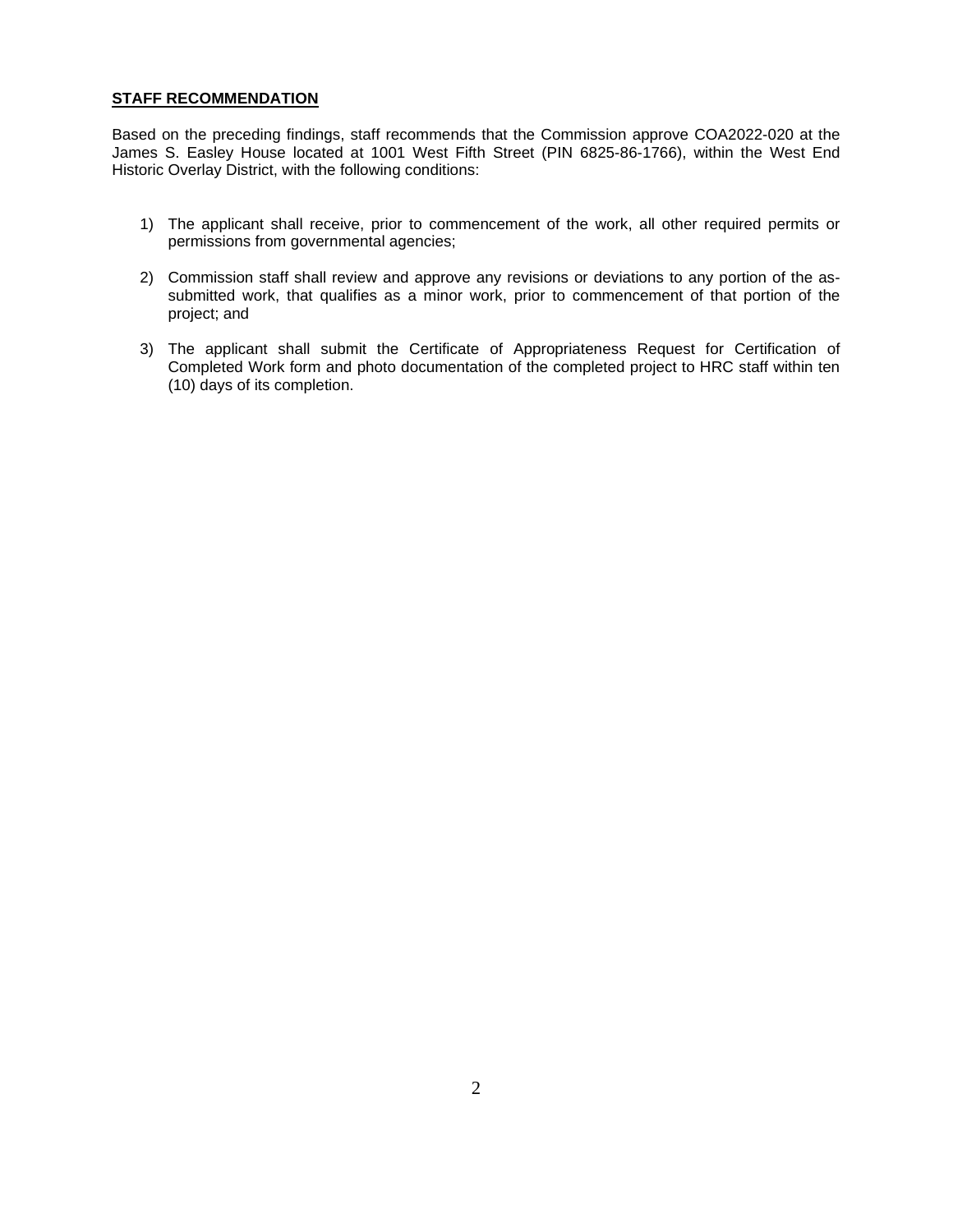**STAFF RECOMMENDATION**

Based on the preceding findings, staff recommends that the Commission approve COA2022-020 at the James S. Easley House located at 1001 West Fifth Street (PIN 6825-86-1766), within the West End Historic Overlay District, with the following conditions:

1) The applicant shall receive, prior to commencement of the work, all other required permits or permissions from governmental agencies;

2) Commission staff shall review and approve any revisions or deviations to any portion of the as-submitted work, that qualifies as a minor work, prior to commencement of that portion of the project; and

3) The applicant shall submit the Certificate of Appropriateness Request for Certification of Completed Work form and photo documentation of the completed project to HRC staff within ten (10) days of its completion.